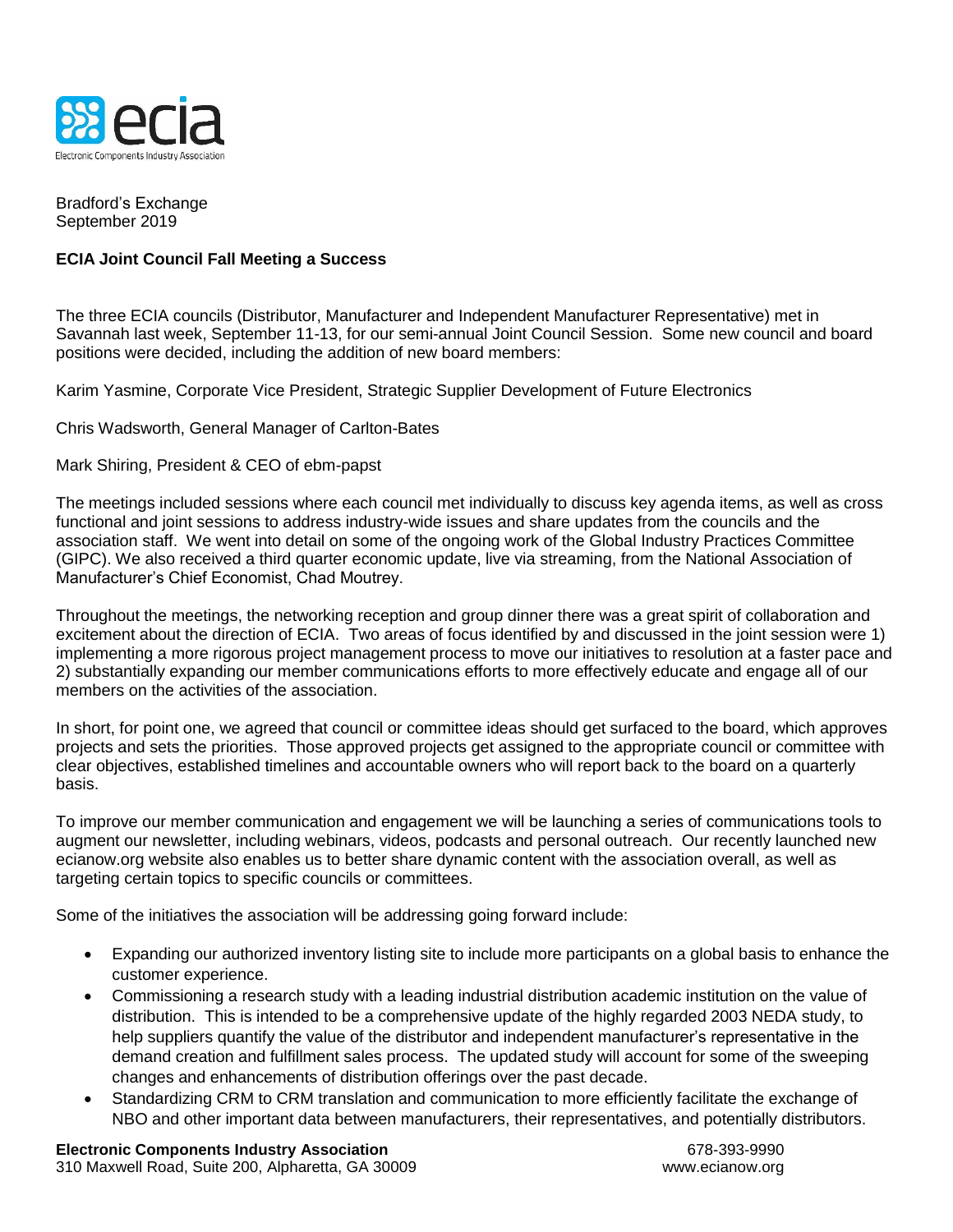Bradford's Exchange
September 2019

**ECIA Joint Council Fall Meeting a Success**

The three ECIA councils (Distributor, Manufacturer and Independent Manufacturer Representative) met in Savannah last week, September 11-13, for our semi-annual Joint Council Session. Some new council and board positions were decided, including the addition of new board members:

Karim Yasmine, Corporate Vice President, Strategic Supplier Development of Future Electronics

Chris Wadsworth, General Manager of Carlton-Bates

Mark Shiring, President & CEO of ebm-papst

The meetings included sessions where each council met individually to discuss key agenda items, as well as cross functional and joint sessions to address industry-wide issues and share updates from the councils and the association staff. We went into detail on some of the ongoing work of the Global Industry Practices Committee (GIPC). We also received a third quarter economic update, live via streaming, from the National Association of Manufacturer's Chief Economist, Chad Moutrey.

Throughout the meetings, the networking reception and group dinner there was a great spirit of collaboration and excitement about the direction of ECIA. Two areas of focus identified by and discussed in the joint session were 1) implementing a more rigorous project management process to move our initiatives to resolution at a faster pace and 2) substantially expanding our member communications efforts to more effectively educate and engage all of our members on the activities of the association.

In short, for point one, we agreed that council or committee ideas should get surfaced to the board, which approves projects and sets the priorities. Those approved projects get assigned to the appropriate council or committee with clear objectives, established timelines and accountable owners who will report back to the board on a quarterly basis.

To improve our member communication and engagement we will be launching a series of communications tools to augment our newsletter, including webinars, videos, podcasts and personal outreach. Our recently launched new ecianow.org website also enables us to better share dynamic content with the association overall, as well as targeting certain topics to specific councils or committees.

Some of the initiatives the association will be addressing going forward include:

- Expanding our authorized inventory listing site to include more participants on a global basis to enhance the customer experience.
- Commissioning a research study with a leading industrial distribution academic institution on the value of distribution. This is intended to be a comprehensive update of the highly regarded 2003 NEDA study, to help suppliers quantify the value of the distributor and independent manufacturer's representative in the demand creation and fulfillment sales process. The updated study will account for some of the sweeping changes and enhancements of distribution offerings over the past decade.
- Standardizing CRM to CRM translation and communication to more efficiently facilitate the exchange of NBO and other important data between manufacturers, their representatives, and potentially distributors.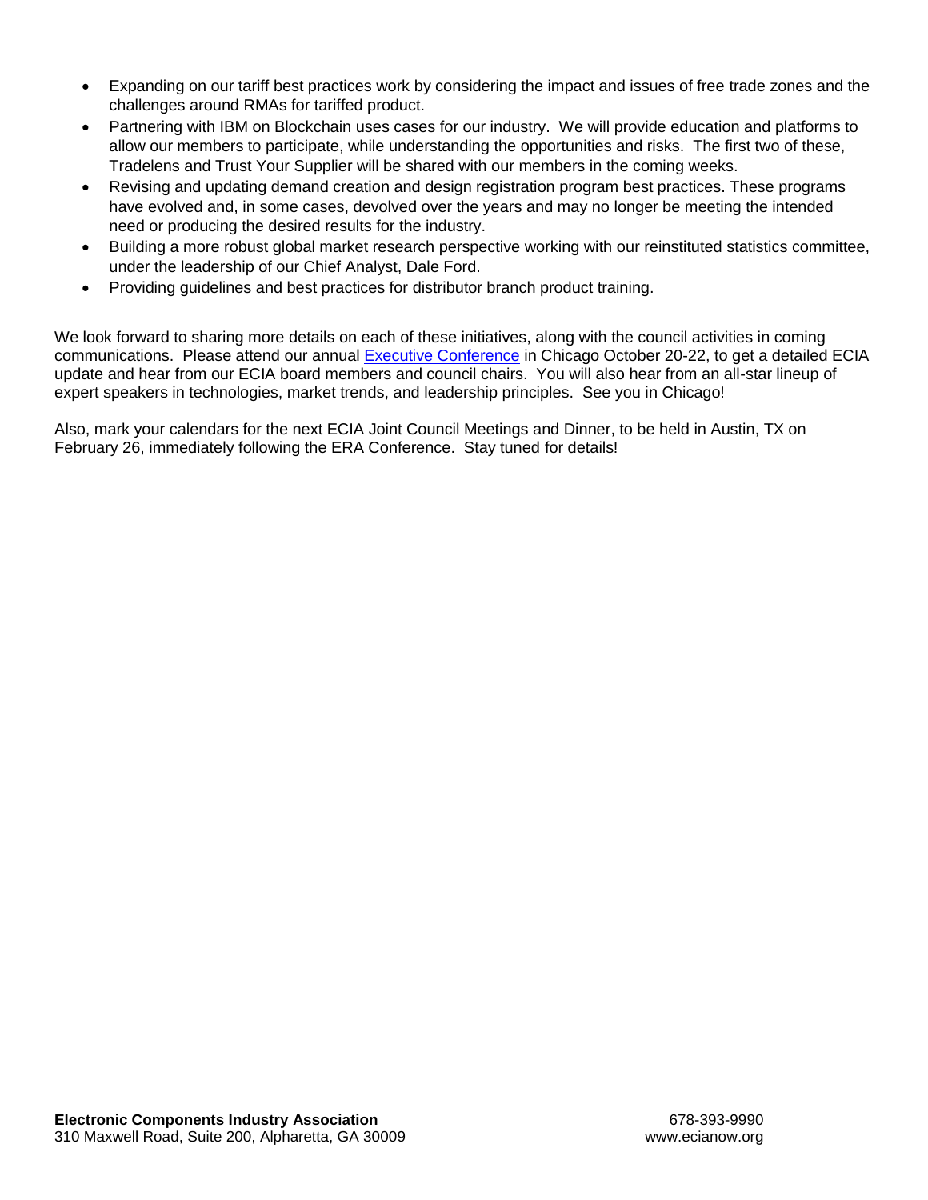- Expanding on our tariff best practices work by considering the impact and issues of free trade zones and the challenges around RMAs for tariffed product.
- Partnering with IBM on Blockchain uses cases for our industry. We will provide education and platforms to allow our members to participate, while understanding the opportunities and risks. The first two of these, Tradelens and Trust Your Supplier will be shared with our members in the coming weeks.
- Revising and updating demand creation and design registration program best practices. These programs have evolved and, in some cases, devolved over the years and may no longer be meeting the intended need or producing the desired results for the industry.
- Building a more robust global market research perspective working with our reinstituted statistics committee, under the leadership of our Chief Analyst, Dale Ford.
- Providing guidelines and best practices for distributor branch product training.

We look forward to sharing more details on each of these initiatives, along with the council activities in coming communications. Please attend our annual Executive Conference in Chicago October 20-22, to get a detailed ECIA update and hear from our ECIA board members and council chairs. You will also hear from an all-star lineup of expert speakers in technologies, market trends, and leadership principles. See you in Chicago!

Also, mark your calendars for the next ECIA Joint Council Meetings and Dinner, to be held in Austin, TX on February 26, immediately following the ERA Conference. Stay tuned for details!

**Electronic Components Industry Association**
310 Maxwell Road, Suite 200, Alpharetta, GA 30009

678-393-9990
www.ecianow.org